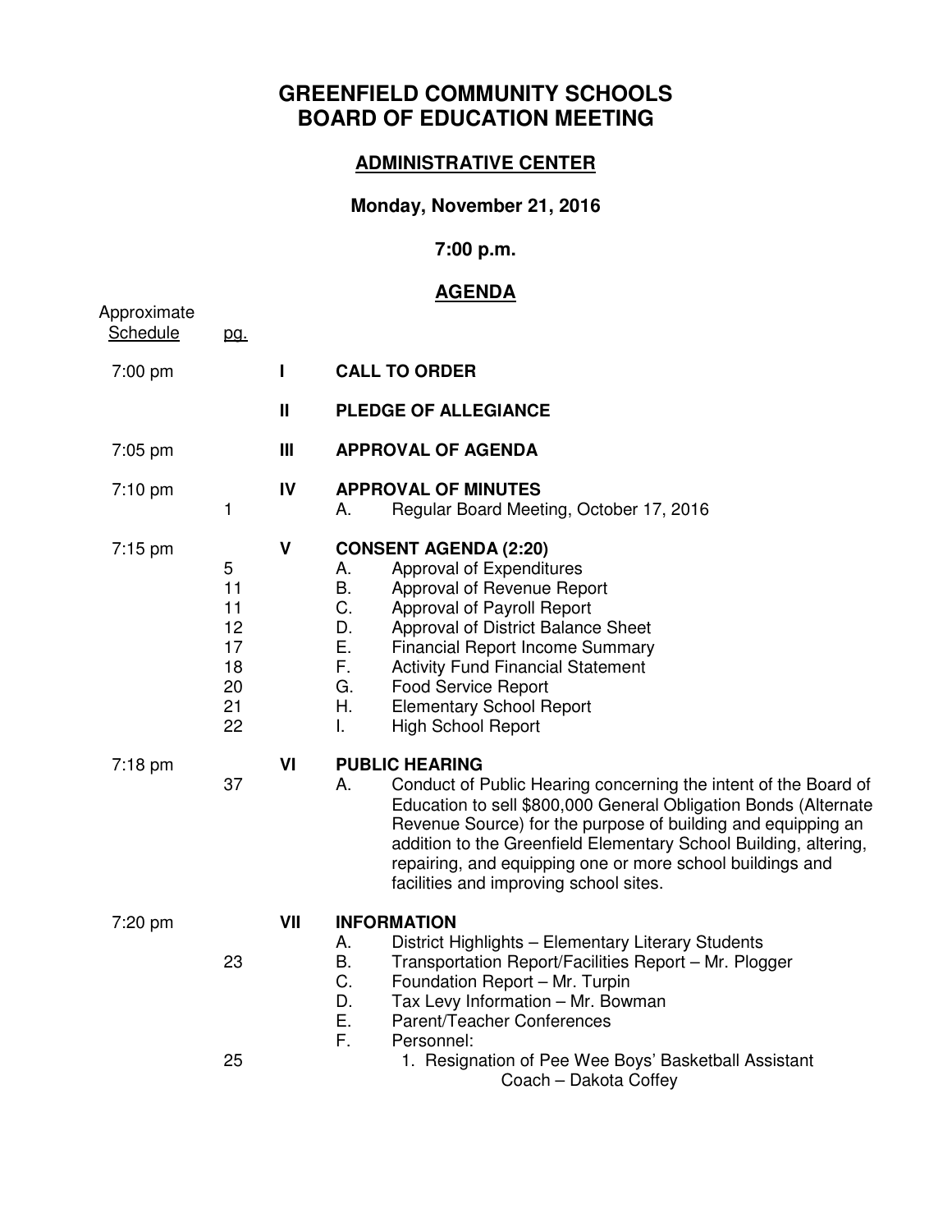# GREENFIELD COMMUNITY SCHOOLS
# BOARD OF EDUCATION MEETING

## ADMINISTRATIVE CENTER

### Monday, November 21, 2016

### 7:00 p.m.

## AGENDA

| Approximate Schedule | pg. | | |
|---|---|---|---|
| 7:00 pm | | I | **CALL TO ORDER** |
| | | II | **PLEDGE OF ALLEGIANCE** |
| 7:05 pm | | III | **APPROVAL OF AGENDA** |
| 7:10 pm | | IV | **APPROVAL OF MINUTES** |
| | 1 | | A. Regular Board Meeting, October 17, 2016 |
| 7:15 pm | | V | **CONSENT AGENDA (2:20)** |
| | 5 | | A. Approval of Expenditures |
| | 11 | | B. Approval of Revenue Report |
| | 11 | | C. Approval of Payroll Report |
| | 12 | | D. Approval of District Balance Sheet |
| | 17 | | E. Financial Report Income Summary |
| | 18 | | F. Activity Fund Financial Statement |
| | 20 | | G. Food Service Report |
| | 21 | | H. Elementary School Report |
| | 22 | | I. High School Report |
| 7:18 pm | | VI | **PUBLIC HEARING** |
| | 37 | | A. Conduct of Public Hearing concerning the intent of the Board of Education to sell $800,000 General Obligation Bonds (Alternate Revenue Source) for the purpose of building and equipping an addition to the Greenfield Elementary School Building, altering, repairing, and equipping one or more school buildings and facilities and improving school sites. |
| 7:20 pm | | VII | **INFORMATION** |
| | | | A. District Highlights – Elementary Literary Students |
| | 23 | | B. Transportation Report/Facilities Report – Mr. Plogger |
| | | | C. Foundation Report – Mr. Turpin |
| | | | D. Tax Levy Information – Mr. Bowman |
| | | | E. Parent/Teacher Conferences |
| | | | F. Personnel: |
| | 25 | | 1. Resignation of Pee Wee Boys' Basketball Assistant Coach – Dakota Coffey |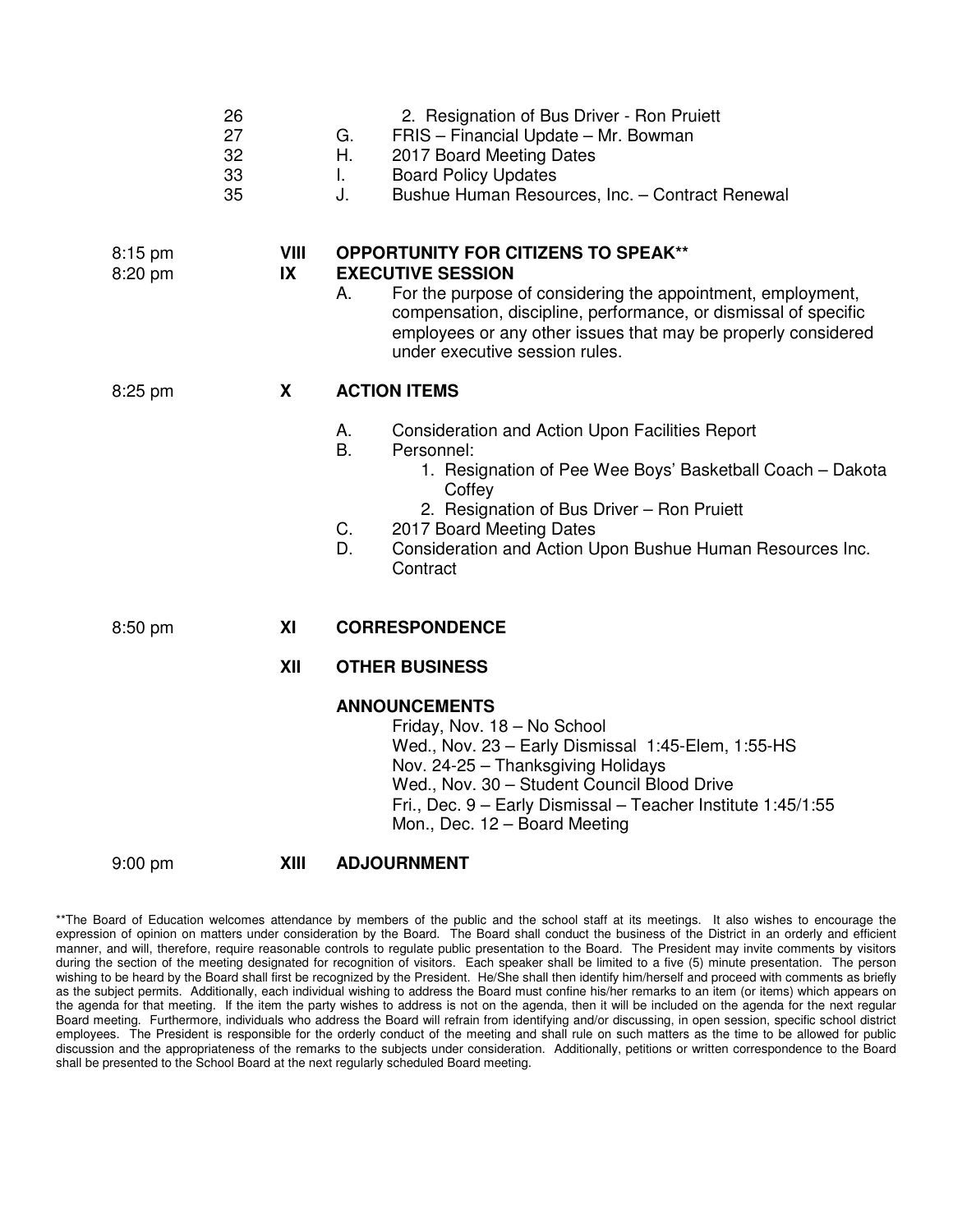| | | | |
|---|---|---|---|
| 26 | | | 2. Resignation of Bus Driver - Ron Pruiett |
| 27 | | G. | FRIS – Financial Update – Mr. Bowman |
| 32 | | H. | 2017 Board Meeting Dates |
| 33 | | I. | Board Policy Updates |
| 35 | | J. | Bushue Human Resources, Inc. – Contract Renewal |

8:15 pm **VIII OPPORTUNITY FOR CITIZENS TO SPEAK****

8:20 pm **IX EXECUTIVE SESSION**

A. For the purpose of considering the appointment, employment, compensation, discipline, performance, or dismissal of specific employees or any other issues that may be properly considered under executive session rules.

8:25 pm **X ACTION ITEMS**

A. Consideration and Action Upon Facilities Report
B. Personnel:
   1. Resignation of Pee Wee Boys' Basketball Coach – Dakota Coffey
   2. Resignation of Bus Driver – Ron Pruiett
C. 2017 Board Meeting Dates
D. Consideration and Action Upon Bushue Human Resources Inc. Contract

8:50 pm **XI CORRESPONDENCE**

**XII OTHER BUSINESS**

**ANNOUNCEMENTS**

Friday, Nov. 18 – No School
Wed., Nov. 23 – Early Dismissal 1:45-Elem, 1:55-HS
Nov. 24-25 – Thanksgiving Holidays
Wed., Nov. 30 – Student Council Blood Drive
Fri., Dec. 9 – Early Dismissal – Teacher Institute 1:45/1:55
Mon., Dec. 12 – Board Meeting

9:00 pm **XIII ADJOURNMENT**

**The Board of Education welcomes attendance by members of the public and the school staff at its meetings. It also wishes to encourage the expression of opinion on matters under consideration by the Board. The Board shall conduct the business of the District in an orderly and efficient manner, and will, therefore, require reasonable controls to regulate public presentation to the Board. The President may invite comments by visitors during the section of the meeting designated for recognition of visitors. Each speaker shall be limited to a five (5) minute presentation. The person wishing to be heard by the Board shall first be recognized by the President. He/She shall then identify him/herself and proceed with comments as briefly as the subject permits. Additionally, each individual wishing to address the Board must confine his/her remarks to an item (or items) which appears on the agenda for that meeting. If the item the party wishes to address is not on the agenda, then it will be included on the agenda for the next regular Board meeting. Furthermore, individuals who address the Board will refrain from identifying and/or discussing, in open session, specific school district employees. The President is responsible for the orderly conduct of the meeting and shall rule on such matters as the time to be allowed for public discussion and the appropriateness of the remarks to the subjects under consideration. Additionally, petitions or written correspondence to the Board shall be presented to the School Board at the next regularly scheduled Board meeting.